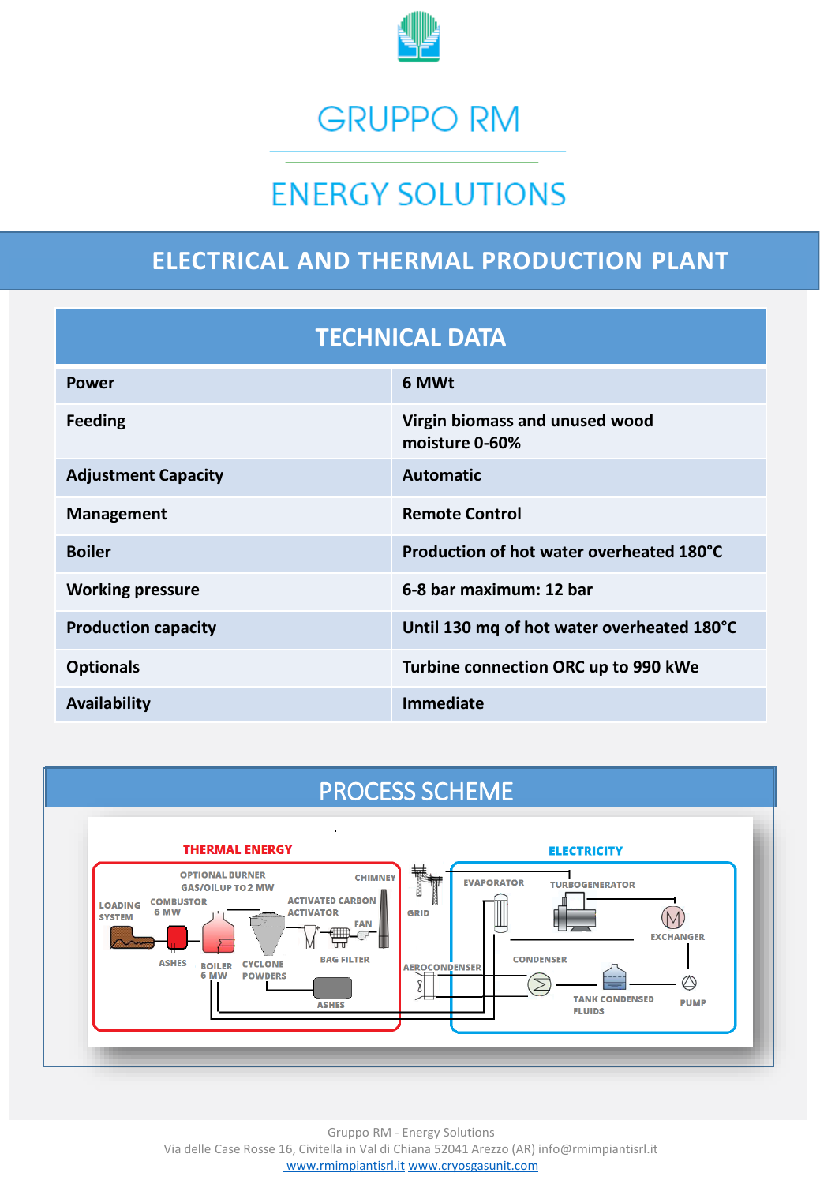# GRUPPO RM

## ENERGY SOLUTIONS

## ELECTRICAL AND THERMAL PRODUCTION PLANT

| TECHNICAL DATA | |
|---|---|
| **Power** | **6 MWt** |
| **Feeding** | **Virgin biomass and unused wood moisture 0-60%** |
| **Adjustment Capacity** | **Automatic** |
| **Management** | **Remote Control** |
| **Boiler** | **Production of hot water overheated 180°C** |
| **Working pressure** | **6-8 bar maximum: 12 bar** |
| **Production capacity** | **Until 130 mq of hot water overheated 180°C** |
| **Optionals** | **Turbine connection ORC up to 990 kWe** |
| **Availability** | **Immediate** |

## PROCESS SCHEME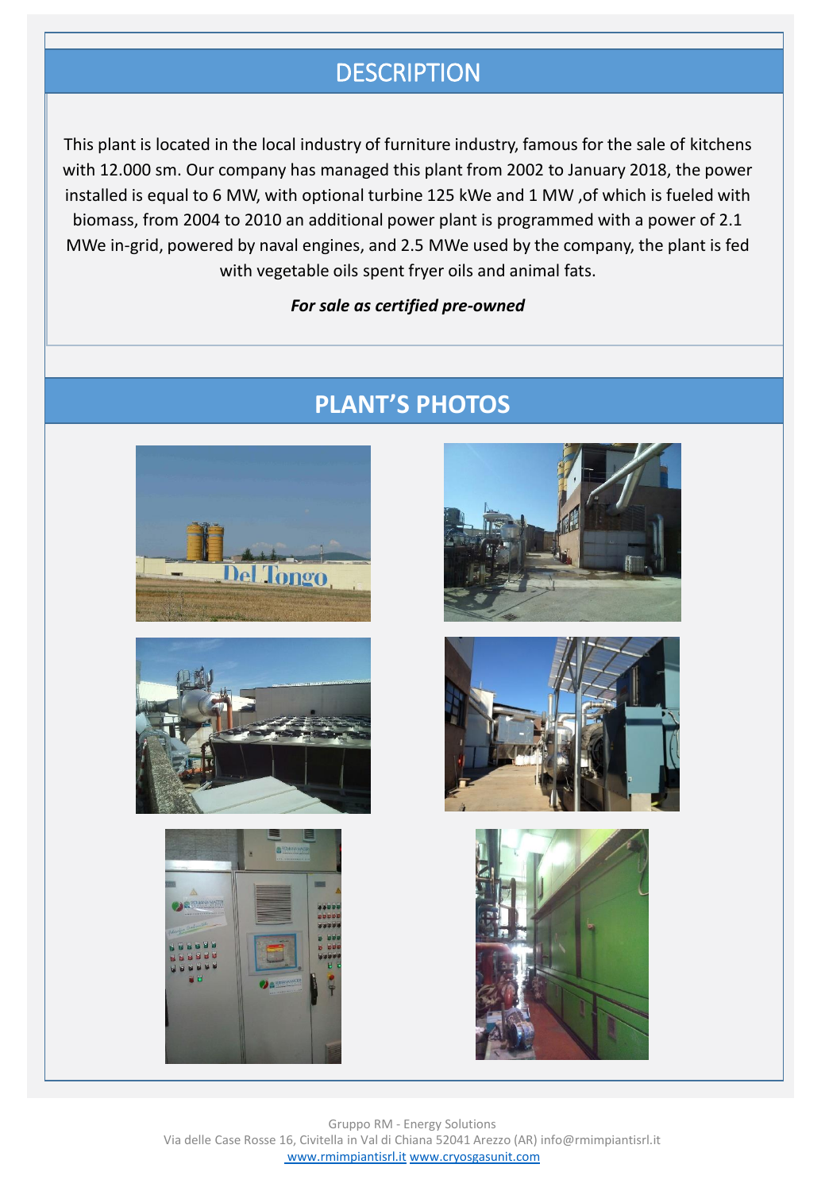## DESCRIPTION

This plant is located in the local industry of furniture industry, famous for the sale of kitchens with 12.000 sm. Our company has managed this plant from 2002 to January 2018, the power installed is equal to 6 MW, with optional turbine 125 kWe and 1 MW ,of which is fueled with biomass, from 2004 to 2010 an additional power plant is programmed with a power of 2.1 MWe in-grid, powered by naval engines, and 2.5 MWe used by the company, the plant is fed with vegetable oils spent fryer oils and animal fats.

***For sale as certified pre-owned***

## PLANT'S PHOTOS

Gruppo RM - Energy Solutions
Via delle Case Rosse 16, Civitella in Val di Chiana 52041 Arezzo (AR) info@rmimpiantisrl.it
www.rmimpiantisrl.it www.cryosgasunit.com